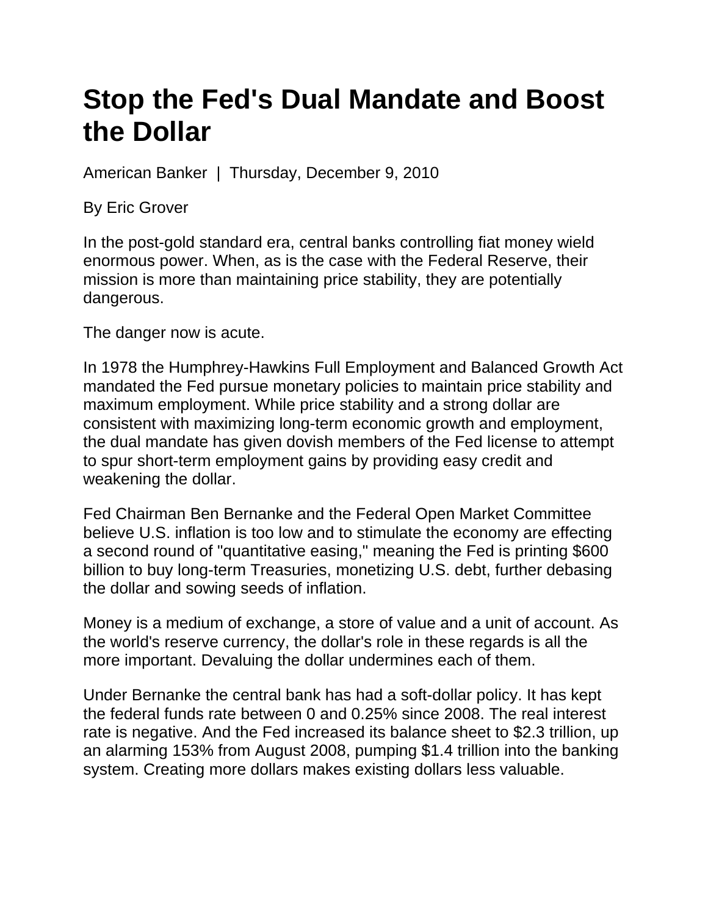# Stop the Fed's Dual Mandate and Boost the Dollar

American Banker | Thursday, December 9, 2010

By Eric Grover

In the post-gold standard era, central banks controlling fiat money wield enormous power. When, as is the case with the Federal Reserve, their mission is more than maintaining price stability, they are potentially dangerous.

The danger now is acute.

In 1978 the Humphrey-Hawkins Full Employment and Balanced Growth Act mandated the Fed pursue monetary policies to maintain price stability and maximum employment. While price stability and a strong dollar are consistent with maximizing long-term economic growth and employment, the dual mandate has given dovish members of the Fed license to attempt to spur short-term employment gains by providing easy credit and weakening the dollar.

Fed Chairman Ben Bernanke and the Federal Open Market Committee believe U.S. inflation is too low and to stimulate the economy are effecting a second round of "quantitative easing," meaning the Fed is printing $600 billion to buy long-term Treasuries, monetizing U.S. debt, further debasing the dollar and sowing seeds of inflation.

Money is a medium of exchange, a store of value and a unit of account. As the world's reserve currency, the dollar's role in these regards is all the more important. Devaluing the dollar undermines each of them.

Under Bernanke the central bank has had a soft-dollar policy. It has kept the federal funds rate between 0 and 0.25% since 2008. The real interest rate is negative. And the Fed increased its balance sheet to $2.3 trillion, up an alarming 153% from August 2008, pumping $1.4 trillion into the banking system. Creating more dollars makes existing dollars less valuable.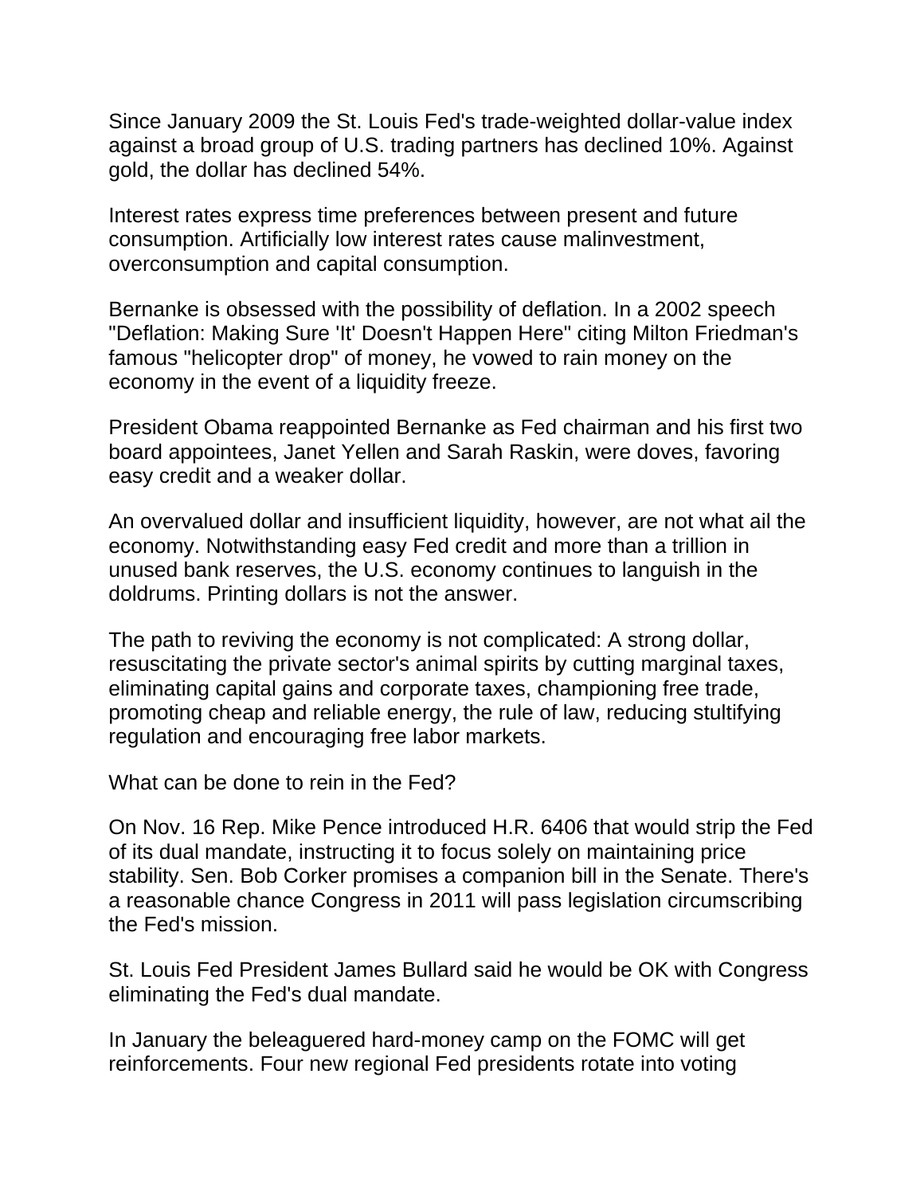Since January 2009 the St. Louis Fed's trade-weighted dollar-value index against a broad group of U.S. trading partners has declined 10%. Against gold, the dollar has declined 54%.

Interest rates express time preferences between present and future consumption. Artificially low interest rates cause malinvestment, overconsumption and capital consumption.

Bernanke is obsessed with the possibility of deflation. In a 2002 speech "Deflation: Making Sure 'It' Doesn't Happen Here" citing Milton Friedman's famous "helicopter drop" of money, he vowed to rain money on the economy in the event of a liquidity freeze.

President Obama reappointed Bernanke as Fed chairman and his first two board appointees, Janet Yellen and Sarah Raskin, were doves, favoring easy credit and a weaker dollar.

An overvalued dollar and insufficient liquidity, however, are not what ail the economy. Notwithstanding easy Fed credit and more than a trillion in unused bank reserves, the U.S. economy continues to languish in the doldrums. Printing dollars is not the answer.

The path to reviving the economy is not complicated: A strong dollar, resuscitating the private sector's animal spirits by cutting marginal taxes, eliminating capital gains and corporate taxes, championing free trade, promoting cheap and reliable energy, the rule of law, reducing stultifying regulation and encouraging free labor markets.

What can be done to rein in the Fed?

On Nov. 16 Rep. Mike Pence introduced H.R. 6406 that would strip the Fed of its dual mandate, instructing it to focus solely on maintaining price stability. Sen. Bob Corker promises a companion bill in the Senate. There's a reasonable chance Congress in 2011 will pass legislation circumscribing the Fed's mission.

St. Louis Fed President James Bullard said he would be OK with Congress eliminating the Fed's dual mandate.

In January the beleaguered hard-money camp on the FOMC will get reinforcements. Four new regional Fed presidents rotate into voting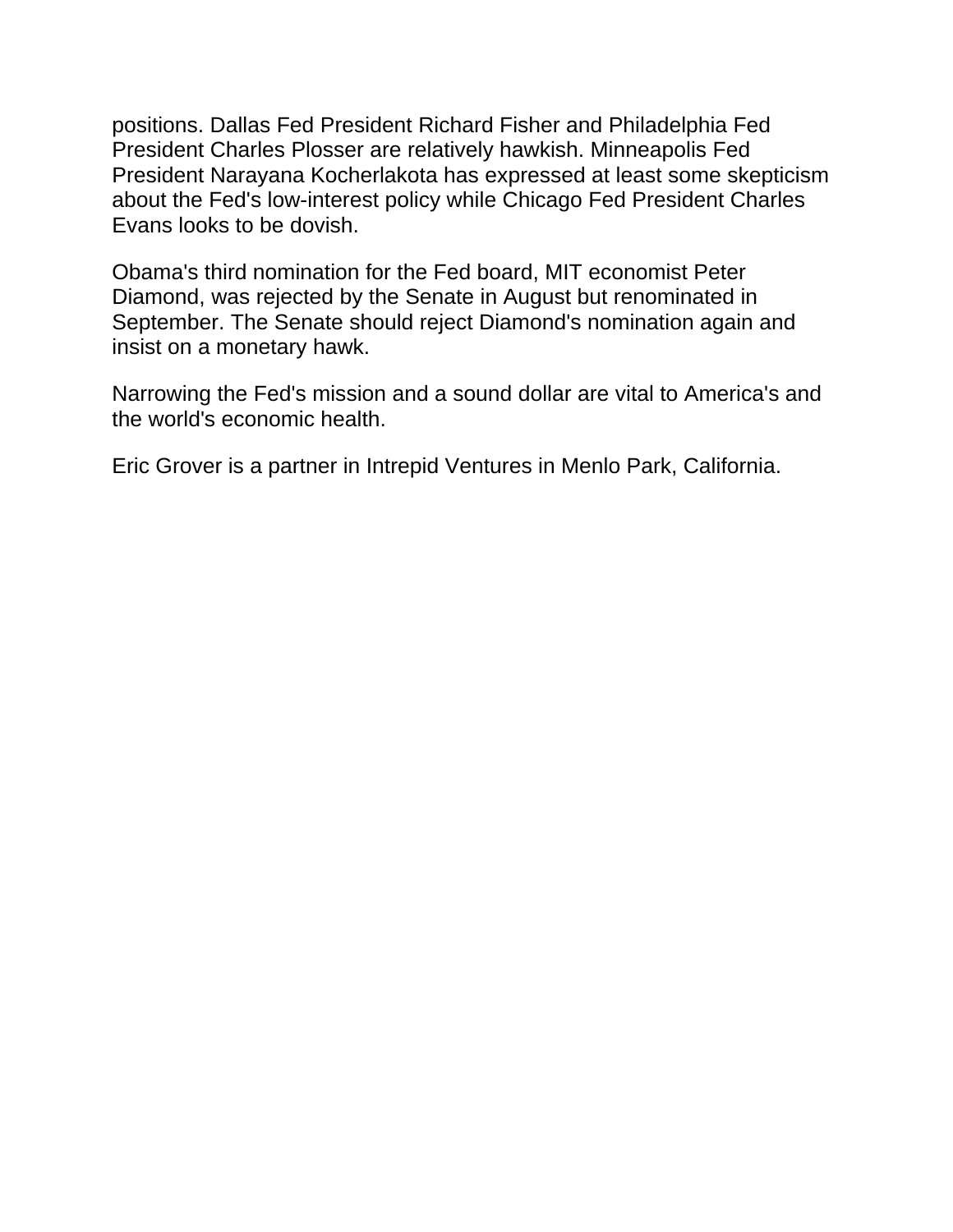positions. Dallas Fed President Richard Fisher and Philadelphia Fed President Charles Plosser are relatively hawkish. Minneapolis Fed President Narayana Kocherlakota has expressed at least some skepticism about the Fed's low-interest policy while Chicago Fed President Charles Evans looks to be dovish.

Obama's third nomination for the Fed board, MIT economist Peter Diamond, was rejected by the Senate in August but renominated in September. The Senate should reject Diamond's nomination again and insist on a monetary hawk.

Narrowing the Fed's mission and a sound dollar are vital to America's and the world's economic health.

Eric Grover is a partner in Intrepid Ventures in Menlo Park, California.